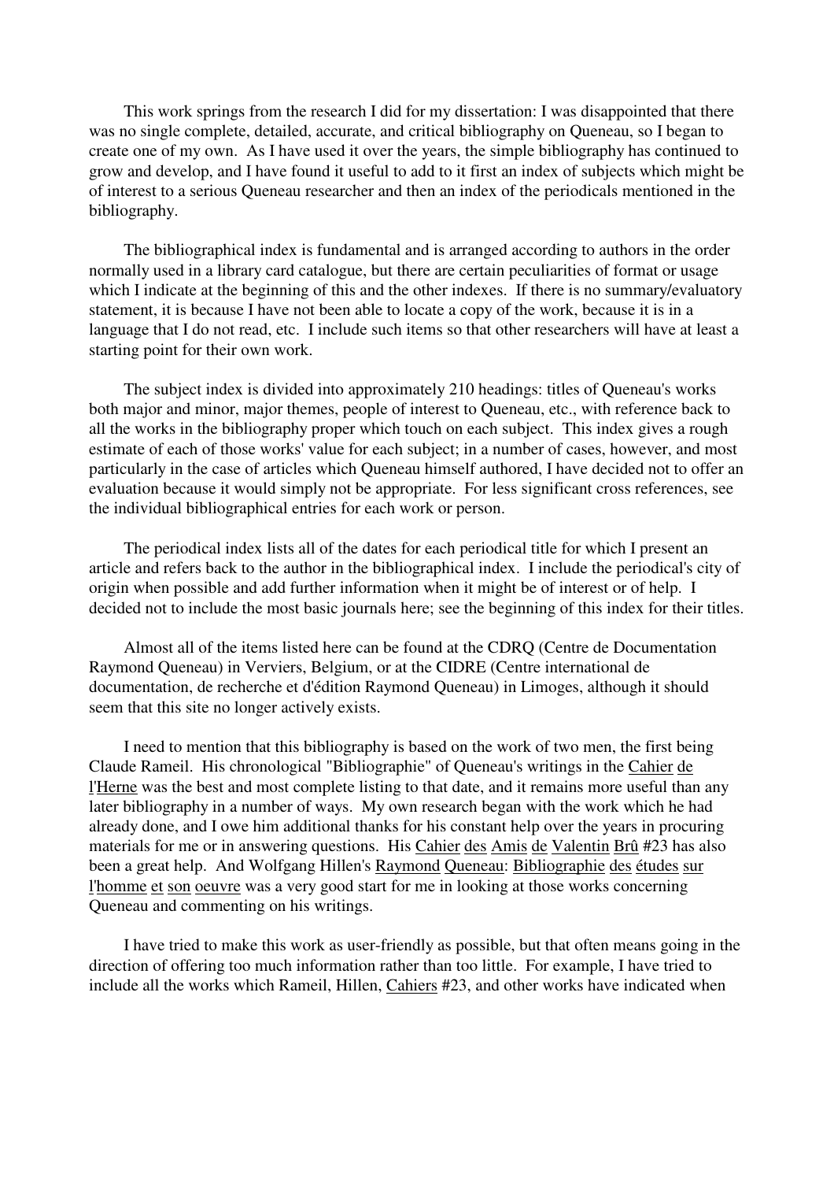This work springs from the research I did for my dissertation: I was disappointed that there was no single complete, detailed, accurate, and critical bibliography on Queneau, so I began to create one of my own. As I have used it over the years, the simple bibliography has continued to grow and develop, and I have found it useful to add to it first an index of subjects which might be of interest to a serious Queneau researcher and then an index of the periodicals mentioned in the bibliography.

The bibliographical index is fundamental and is arranged according to authors in the order normally used in a library card catalogue, but there are certain peculiarities of format or usage which I indicate at the beginning of this and the other indexes. If there is no summary/evaluatory statement, it is because I have not been able to locate a copy of the work, because it is in a language that I do not read, etc. I include such items so that other researchers will have at least a starting point for their own work.

The subject index is divided into approximately 210 headings: titles of Queneau's works both major and minor, major themes, people of interest to Queneau, etc., with reference back to all the works in the bibliography proper which touch on each subject. This index gives a rough estimate of each of those works' value for each subject; in a number of cases, however, and most particularly in the case of articles which Queneau himself authored, I have decided not to offer an evaluation because it would simply not be appropriate. For less significant cross references, see the individual bibliographical entries for each work or person.

The periodical index lists all of the dates for each periodical title for which I present an article and refers back to the author in the bibliographical index. I include the periodical's city of origin when possible and add further information when it might be of interest or of help. I decided not to include the most basic journals here; see the beginning of this index for their titles.

Almost all of the items listed here can be found at the CDRQ (Centre de Documentation Raymond Queneau) in Verviers, Belgium, or at the CIDRE (Centre international de documentation, de recherche et d'édition Raymond Queneau) in Limoges, although it should seem that this site no longer actively exists.

I need to mention that this bibliography is based on the work of two men, the first being Claude Rameil. His chronological "Bibliographie" of Queneau's writings in the Cahier de l'Herne was the best and most complete listing to that date, and it remains more useful than any later bibliography in a number of ways. My own research began with the work which he had already done, and I owe him additional thanks for his constant help over the years in procuring materials for me or in answering questions. His Cahier des Amis de Valentin Brû #23 has also been a great help. And Wolfgang Hillen's Raymond Queneau: Bibliographie des études sur l'homme et son oeuvre was a very good start for me in looking at those works concerning Queneau and commenting on his writings.

I have tried to make this work as user-friendly as possible, but that often means going in the direction of offering too much information rather than too little. For example, I have tried to include all the works which Rameil, Hillen, Cahiers #23, and other works have indicated when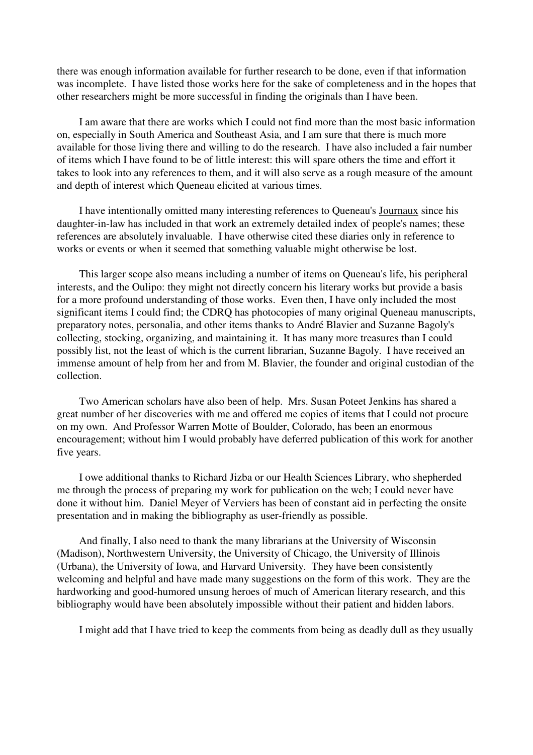there was enough information available for further research to be done, even if that information was incomplete. I have listed those works here for the sake of completeness and in the hopes that other researchers might be more successful in finding the originals than I have been.

I am aware that there are works which I could not find more than the most basic information on, especially in South America and Southeast Asia, and I am sure that there is much more available for those living there and willing to do the research. I have also included a fair number of items which I have found to be of little interest: this will spare others the time and effort it takes to look into any references to them, and it will also serve as a rough measure of the amount and depth of interest which Queneau elicited at various times.

I have intentionally omitted many interesting references to Queneau's Journaux since his daughter-in-law has included in that work an extremely detailed index of people's names; these references are absolutely invaluable. I have otherwise cited these diaries only in reference to works or events or when it seemed that something valuable might otherwise be lost.

This larger scope also means including a number of items on Queneau's life, his peripheral interests, and the Oulipo: they might not directly concern his literary works but provide a basis for a more profound understanding of those works. Even then, I have only included the most significant items I could find; the CDRQ has photocopies of many original Queneau manuscripts, preparatory notes, personalia, and other items thanks to André Blavier and Suzanne Bagoly's collecting, stocking, organizing, and maintaining it. It has many more treasures than I could possibly list, not the least of which is the current librarian, Suzanne Bagoly. I have received an immense amount of help from her and from M. Blavier, the founder and original custodian of the collection.

Two American scholars have also been of help. Mrs. Susan Poteet Jenkins has shared a great number of her discoveries with me and offered me copies of items that I could not procure on my own. And Professor Warren Motte of Boulder, Colorado, has been an enormous encouragement; without him I would probably have deferred publication of this work for another five years.

I owe additional thanks to Richard Jizba or our Health Sciences Library, who shepherded me through the process of preparing my work for publication on the web; I could never have done it without him. Daniel Meyer of Verviers has been of constant aid in perfecting the onsite presentation and in making the bibliography as user-friendly as possible.

And finally, I also need to thank the many librarians at the University of Wisconsin (Madison), Northwestern University, the University of Chicago, the University of Illinois (Urbana), the University of Iowa, and Harvard University. They have been consistently welcoming and helpful and have made many suggestions on the form of this work. They are the hardworking and good-humored unsung heroes of much of American literary research, and this bibliography would have been absolutely impossible without their patient and hidden labors.

I might add that I have tried to keep the comments from being as deadly dull as they usually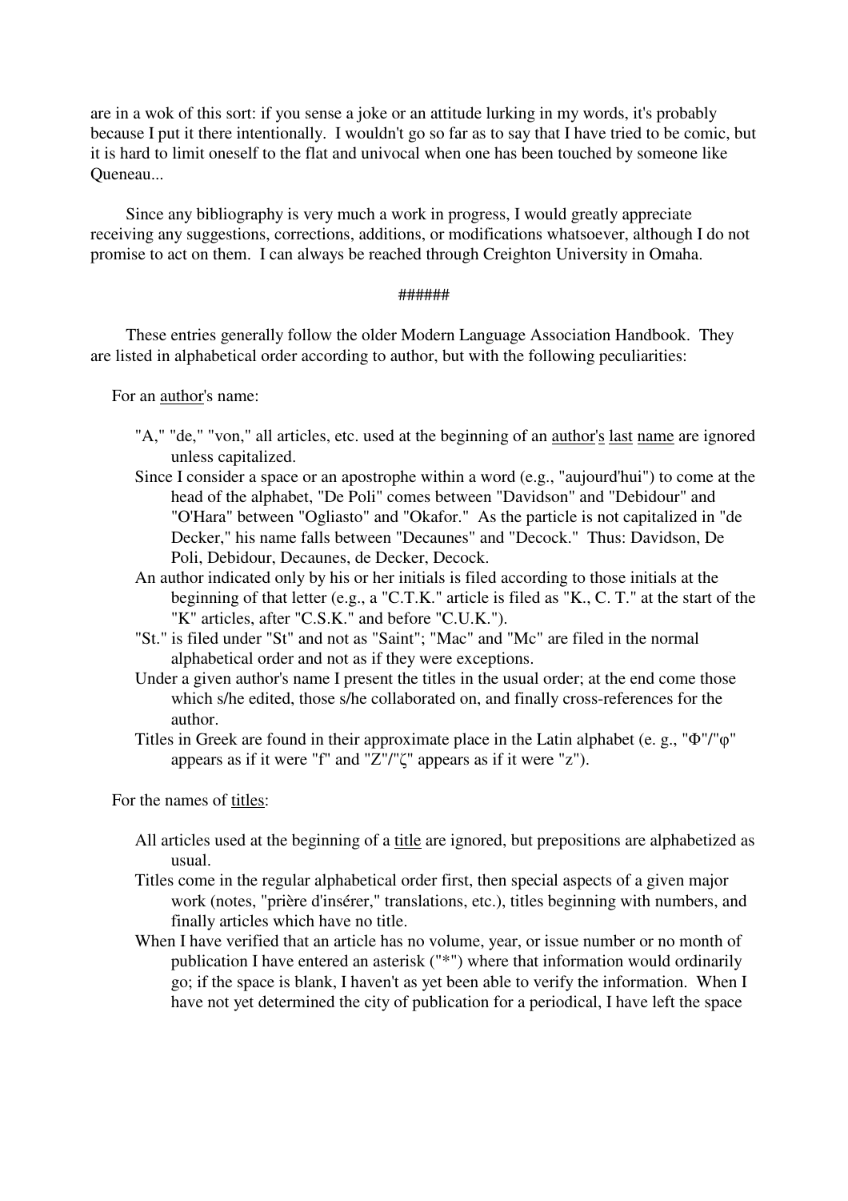are in a wok of this sort: if you sense a joke or an attitude lurking in my words, it's probably because I put it there intentionally. I wouldn't go so far as to say that I have tried to be comic, but it is hard to limit oneself to the flat and univocal when one has been touched by someone like Queneau...

Since any bibliography is very much a work in progress, I would greatly appreciate receiving any suggestions, corrections, additions, or modifications whatsoever, although I do not promise to act on them. I can always be reached through Creighton University in Omaha.

######

These entries generally follow the older Modern Language Association Handbook. They are listed in alphabetical order according to author, but with the following peculiarities:

For an <u>author</u>'s name:

- "A," "de," "von," all articles, etc. used at the beginning of an <u>author</u>'s <u>last</u> <u>name</u> are ignored unless capitalized.
- Since I consider a space or an apostrophe within a word (e.g., "aujourd'hui") to come at the head of the alphabet, "De Poli" comes between "Davidson" and "Debidour" and "O'Hara" between "Ogliasto" and "Okafor." As the particle is not capitalized in "de Decker," his name falls between "Decaunes" and "Decock." Thus: Davidson, De Poli, Debidour, Decaunes, de Decker, Decock.
- An author indicated only by his or her initials is filed according to those initials at the beginning of that letter (e.g., a "C.T.K." article is filed as "K., C. T." at the start of the "K" articles, after "C.S.K." and before "C.U.K.").
- "St." is filed under "St" and not as "Saint"; "Mac" and "Mc" are filed in the normal alphabetical order and not as if they were exceptions.
- Under a given author's name I present the titles in the usual order; at the end come those which s/he edited, those s/he collaborated on, and finally cross-references for the author.
- Titles in Greek are found in their approximate place in the Latin alphabet (e. g., "Φ"/"φ" appears as if it were "f" and "Z"/"ζ" appears as if it were "z").

For the names of <u>titles</u>:

- All articles used at the beginning of a <u>title</u> are ignored, but prepositions are alphabetized as usual.
- Titles come in the regular alphabetical order first, then special aspects of a given major work (notes, "prière d'insérer," translations, etc.), titles beginning with numbers, and finally articles which have no title.
- When I have verified that an article has no volume, year, or issue number or no month of publication I have entered an asterisk ("*") where that information would ordinarily go; if the space is blank, I haven't as yet been able to verify the information. When I have not yet determined the city of publication for a periodical, I have left the space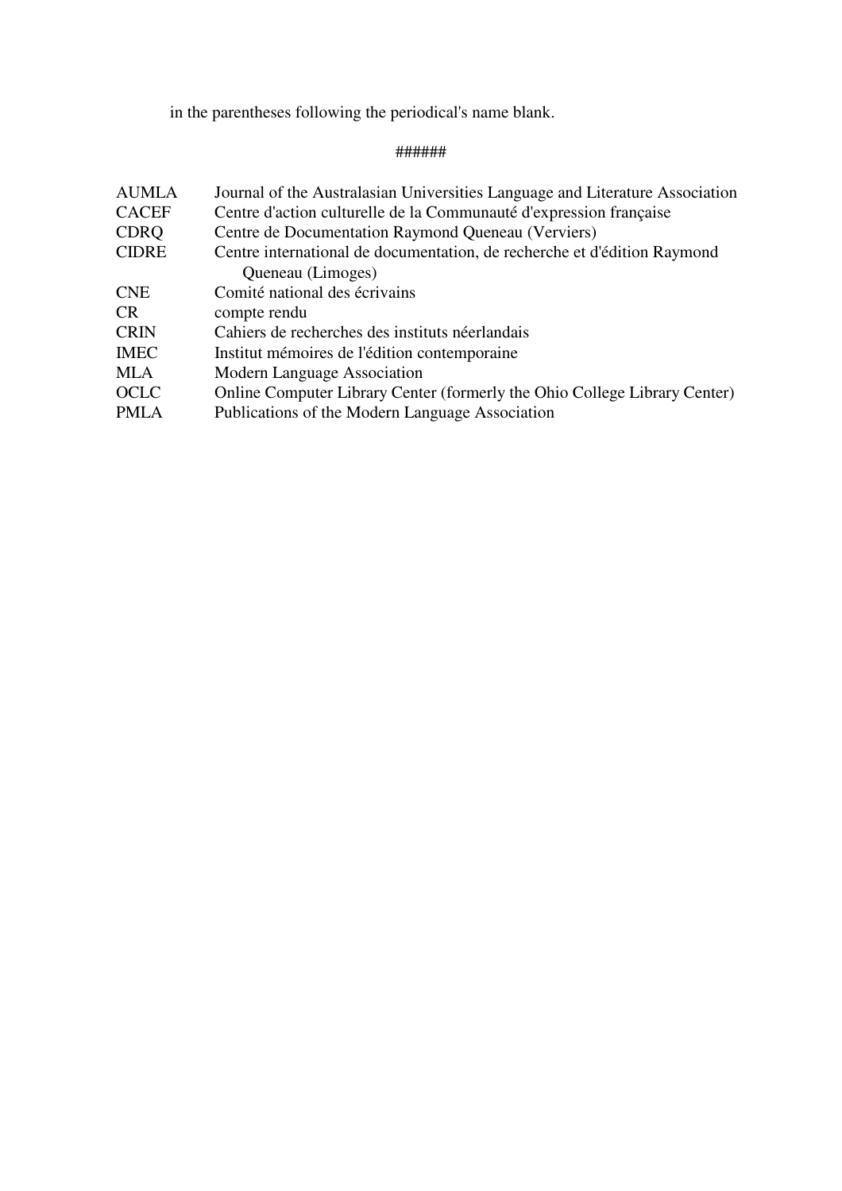in the parentheses following the periodical's name blank.

######

| | |
|---|---|
| AUMLA | Journal of the Australasian Universities Language and Literature Association |
| CACEF | Centre d'action culturelle de la Communauté d'expression française |
| CDRQ | Centre de Documentation Raymond Queneau (Verviers) |
| CIDRE | Centre international de documentation, de recherche et d'édition Raymond Queneau (Limoges) |
| CNE | Comité national des écrivains |
| CR | compte rendu |
| CRIN | Cahiers de recherches des instituts néerlandais |
| IMEC | Institut mémoires de l'édition contemporaine |
| MLA | Modern Language Association |
| OCLC | Online Computer Library Center (formerly the Ohio College Library Center) |
| PMLA | Publications of the Modern Language Association |